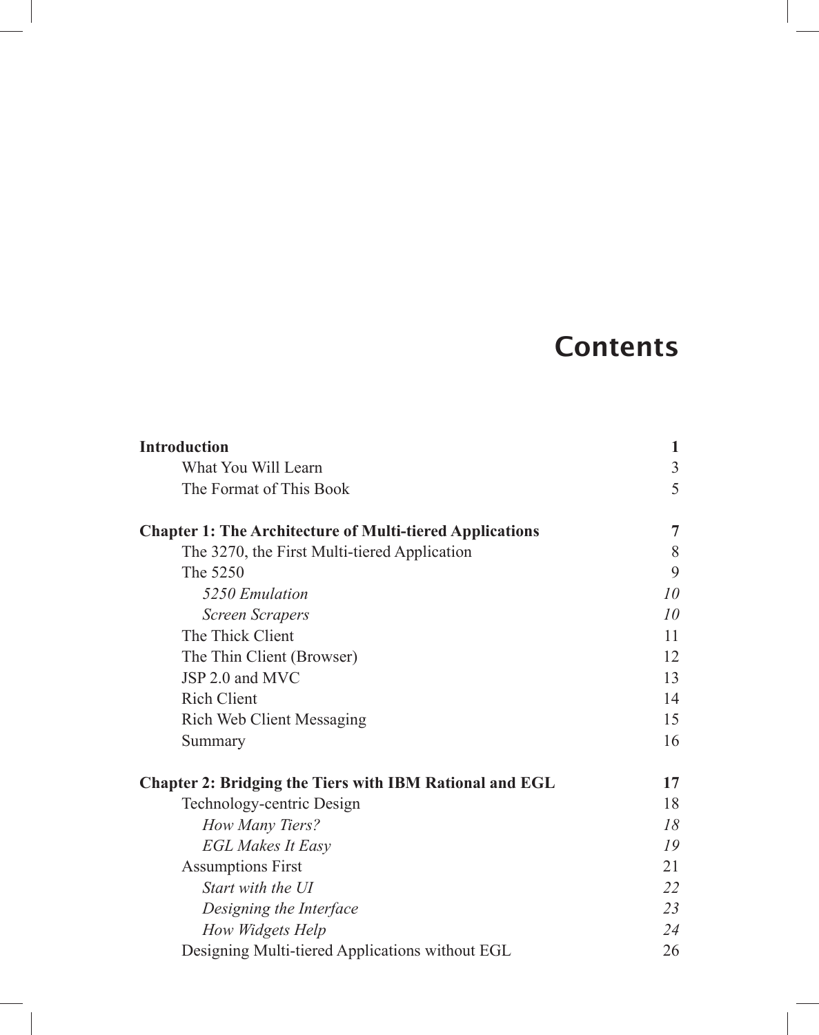# Contents

| | |
|---|---|
| **Introduction** | **1** |
| What You Will Learn | 3 |
| The Format of This Book | 5 |
| | |
| **Chapter 1: The Architecture of Multi-tiered Applications** | **7** |
| The 3270, the First Multi-tiered Application | 8 |
| The 5250 | 9 |
| *5250 Emulation* | *10* |
| *Screen Scrapers* | *10* |
| The Thick Client | 11 |
| The Thin Client (Browser) | 12 |
| JSP 2.0 and MVC | 13 |
| Rich Client | 14 |
| Rich Web Client Messaging | 15 |
| Summary | 16 |
| | |
| **Chapter 2: Bridging the Tiers with IBM Rational and EGL** | **17** |
| Technology-centric Design | 18 |
| *How Many Tiers?* | *18* |
| *EGL Makes It Easy* | *19* |
| Assumptions First | 21 |
| *Start with the UI* | *22* |
| *Designing the Interface* | *23* |
| *How Widgets Help* | *24* |
| Designing Multi-tiered Applications without EGL | 26 |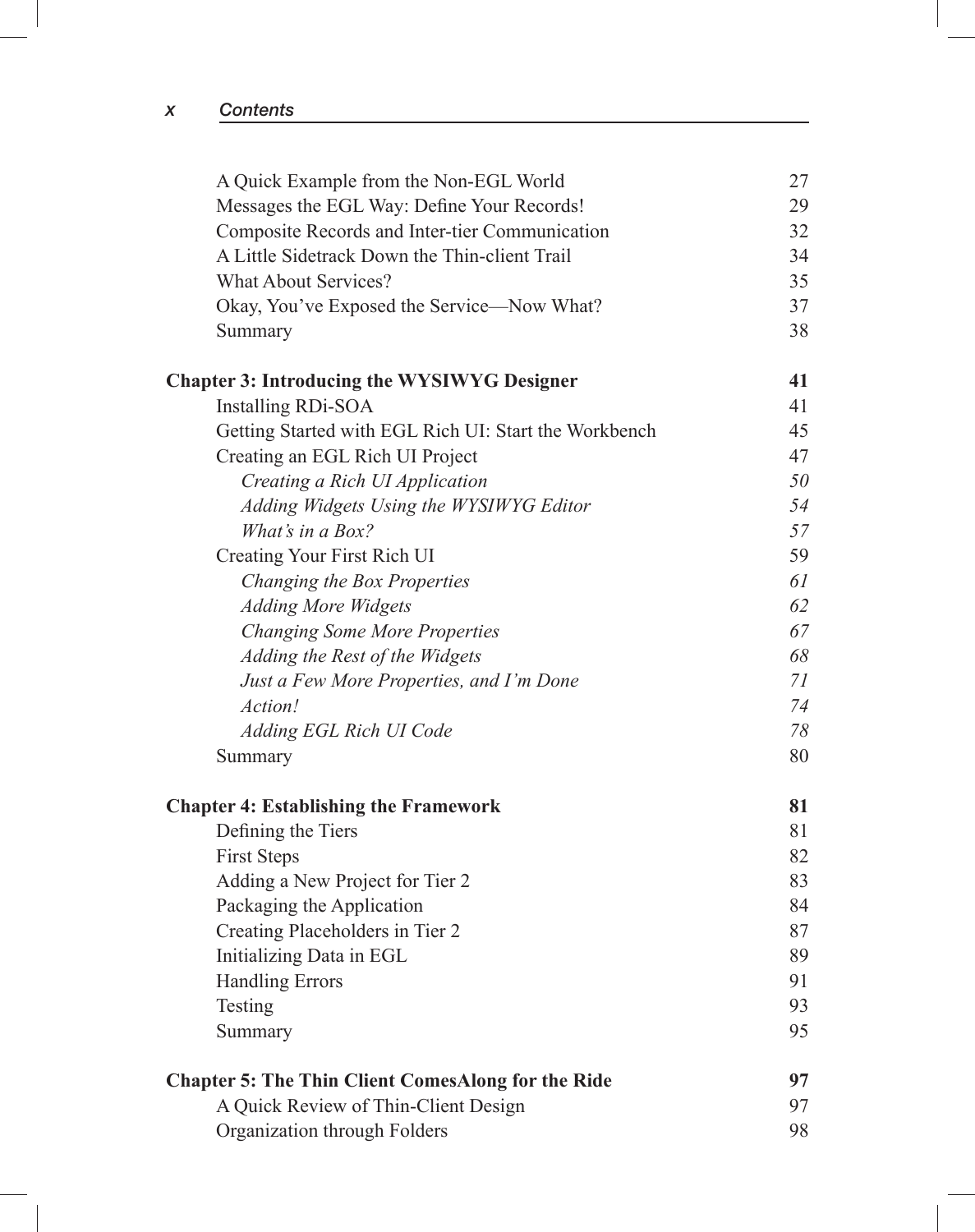| | |
|---|---|
| A Quick Example from the Non-EGL World | 27 |
| Messages the EGL Way: Define Your Records! | 29 |
| Composite Records and Inter-tier Communication | 32 |
| A Little Sidetrack Down the Thin-client Trail | 34 |
| What About Services? | 35 |
| Okay, You've Exposed the Service—Now What? | 37 |
| Summary | 38 |
| **Chapter 3: Introducing the WYSIWYG Designer** | **41** |
| Installing RDi-SOA | 41 |
| Getting Started with EGL Rich UI: Start the Workbench | 45 |
| Creating an EGL Rich UI Project | 47 |
| *Creating a Rich UI Application* | *50* |
| *Adding Widgets Using the WYSIWYG Editor* | *54* |
| *What's in a Box?* | *57* |
| Creating Your First Rich UI | 59 |
| *Changing the Box Properties* | *61* |
| *Adding More Widgets* | *62* |
| *Changing Some More Properties* | *67* |
| *Adding the Rest of the Widgets* | *68* |
| *Just a Few More Properties, and I'm Done* | *71* |
| *Action!* | *74* |
| *Adding EGL Rich UI Code* | *78* |
| Summary | 80 |
| **Chapter 4: Establishing the Framework** | **81** |
| Defining the Tiers | 81 |
| First Steps | 82 |
| Adding a New Project for Tier 2 | 83 |
| Packaging the Application | 84 |
| Creating Placeholders in Tier 2 | 87 |
| Initializing Data in EGL | 89 |
| Handling Errors | 91 |
| Testing | 93 |
| Summary | 95 |
| **Chapter 5: The Thin Client ComesAlong for the Ride** | **97** |
| A Quick Review of Thin-Client Design | 97 |
| Organization through Folders | 98 |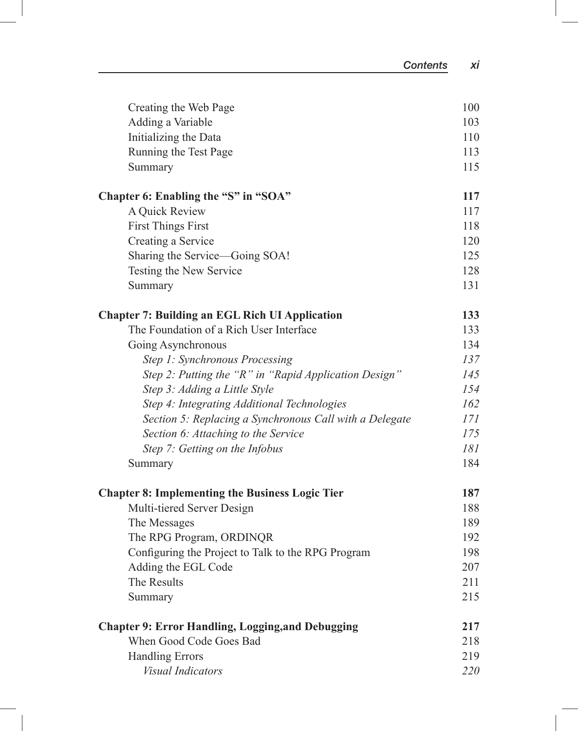| | |
|---|---|
| Creating the Web Page | 100 |
| Adding a Variable | 103 |
| Initializing the Data | 110 |
| Running the Test Page | 113 |
| Summary | 115 |
| **Chapter 6: Enabling the "S" in "SOA"** | **117** |
| A Quick Review | 117 |
| First Things First | 118 |
| Creating a Service | 120 |
| Sharing the Service—Going SOA! | 125 |
| Testing the New Service | 128 |
| Summary | 131 |
| **Chapter 7: Building an EGL Rich UI Application** | **133** |
| The Foundation of a Rich User Interface | 133 |
| Going Asynchronous | 134 |
| *Step 1: Synchronous Processing* | *137* |
| *Step 2: Putting the "R" in "Rapid Application Design"* | *145* |
| *Step 3: Adding a Little Style* | *154* |
| *Step 4: Integrating Additional Technologies* | *162* |
| *Section 5: Replacing a Synchronous Call with a Delegate* | *171* |
| *Section 6: Attaching to the Service* | *175* |
| *Step 7: Getting on the Infobus* | *181* |
| Summary | 184 |
| **Chapter 8: Implementing the Business Logic Tier** | **187** |
| Multi-tiered Server Design | 188 |
| The Messages | 189 |
| The RPG Program, ORDINQR | 192 |
| Configuring the Project to Talk to the RPG Program | 198 |
| Adding the EGL Code | 207 |
| The Results | 211 |
| Summary | 215 |
| **Chapter 9: Error Handling, Logging,and Debugging** | **217** |
| When Good Code Goes Bad | 218 |
| Handling Errors | 219 |
| *Visual Indicators* | *220* |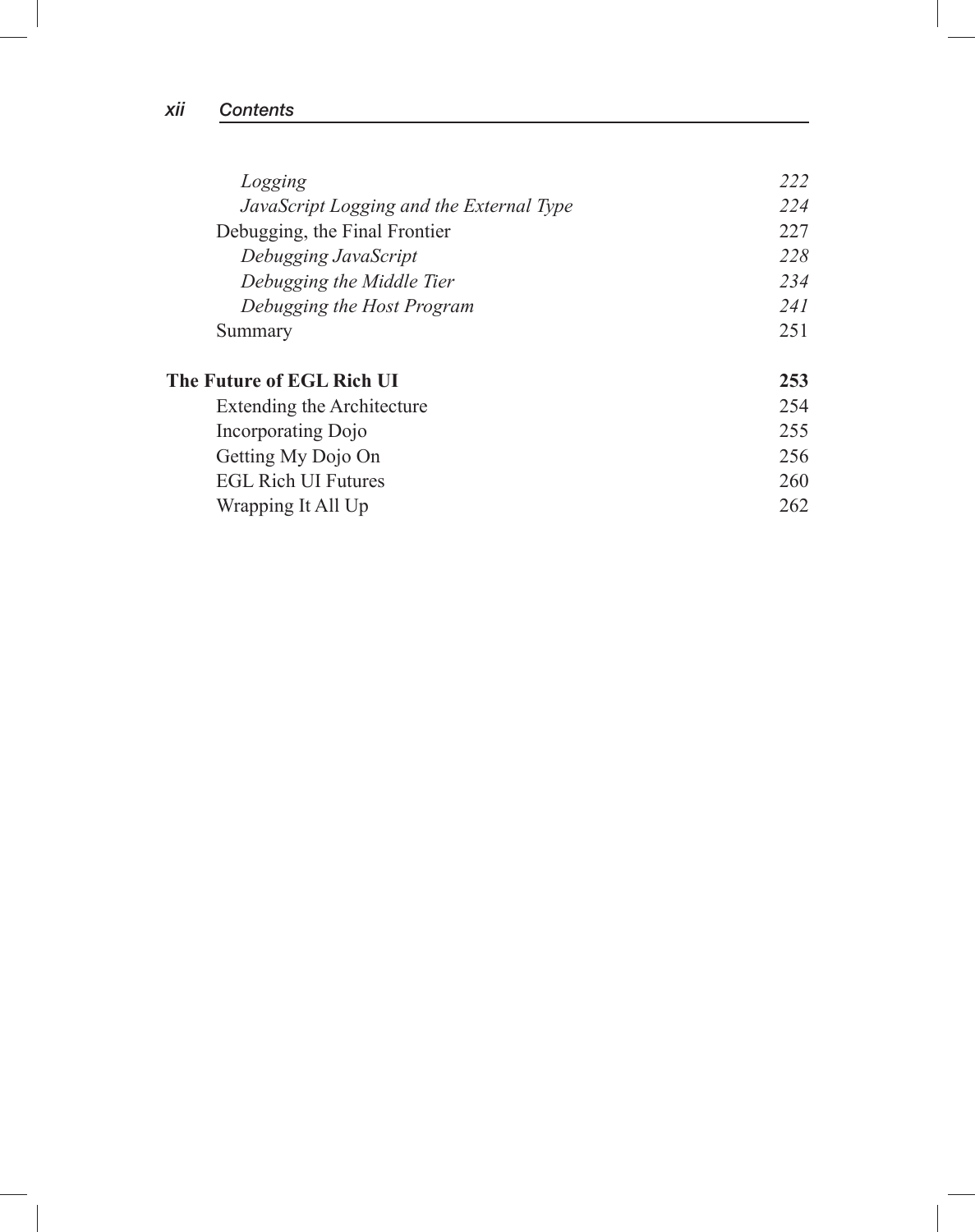*Logging* 222

*JavaScript Logging and the External Type* 224

Debugging, the Final Frontier 227

*Debugging JavaScript* 228

*Debugging the Middle Tier* 234

*Debugging the Host Program* 241

Summary 251

**The Future of EGL Rich UI** **253**

Extending the Architecture 254

Incorporating Dojo 255

Getting My Dojo On 256

EGL Rich UI Futures 260

Wrapping It All Up 262